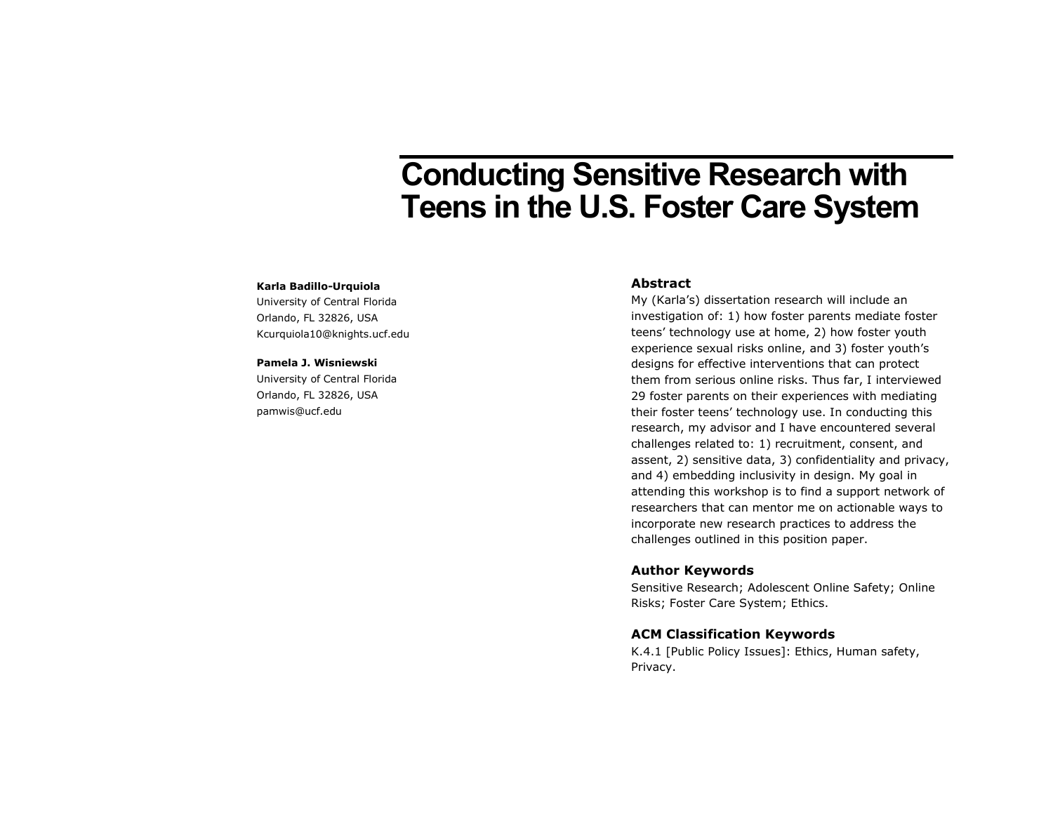# Conducting Sensitive Research with Teens in the U.S. Foster Care System

**Karla Badillo-Urquiola**
University of Central Florida
Orlando, FL 32826, USA
Kcurquiola10@knights.ucf.edu

**Pamela J. Wisniewski**
University of Central Florida
Orlando, FL 32826, USA
pamwis@ucf.edu

## Abstract

My (Karla's) dissertation research will include an investigation of: 1) how foster parents mediate foster teens' technology use at home, 2) how foster youth experience sexual risks online, and 3) foster youth's designs for effective interventions that can protect them from serious online risks. Thus far, I interviewed 29 foster parents on their experiences with mediating their foster teens' technology use. In conducting this research, my advisor and I have encountered several challenges related to: 1) recruitment, consent, and assent, 2) sensitive data, 3) confidentiality and privacy, and 4) embedding inclusivity in design. My goal in attending this workshop is to find a support network of researchers that can mentor me on actionable ways to incorporate new research practices to address the challenges outlined in this position paper.

## Author Keywords

Sensitive Research; Adolescent Online Safety; Online Risks; Foster Care System; Ethics.

## ACM Classification Keywords

K.4.1 [Public Policy Issues]: Ethics, Human safety, Privacy.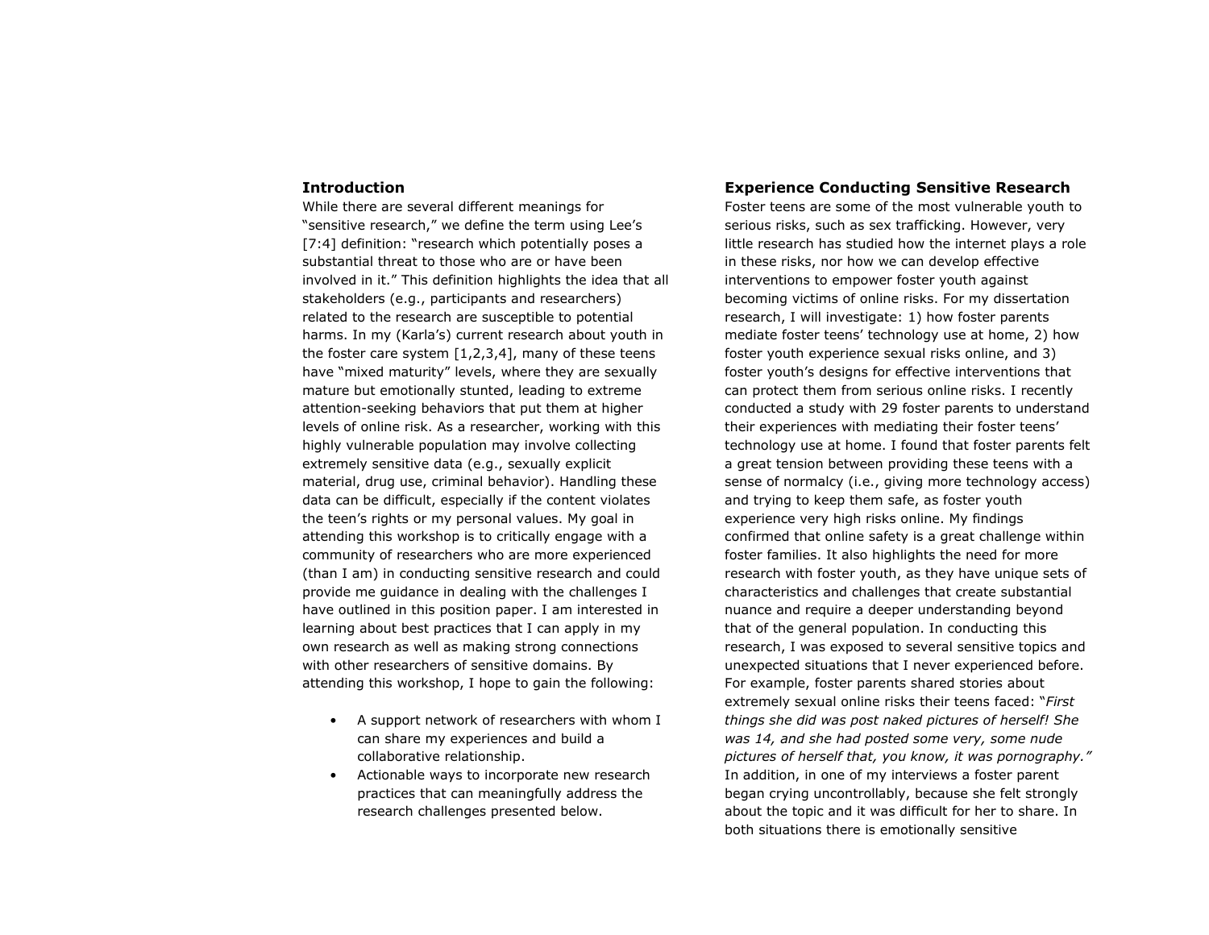## Introduction

While there are several different meanings for "sensitive research," we define the term using Lee's [7:4] definition: "research which potentially poses a substantial threat to those who are or have been involved in it." This definition highlights the idea that all stakeholders (e.g., participants and researchers) related to the research are susceptible to potential harms. In my (Karla's) current research about youth in the foster care system [1,2,3,4], many of these teens have "mixed maturity" levels, where they are sexually mature but emotionally stunted, leading to extreme attention-seeking behaviors that put them at higher levels of online risk. As a researcher, working with this highly vulnerable population may involve collecting extremely sensitive data (e.g., sexually explicit material, drug use, criminal behavior). Handling these data can be difficult, especially if the content violates the teen's rights or my personal values. My goal in attending this workshop is to critically engage with a community of researchers who are more experienced (than I am) in conducting sensitive research and could provide me guidance in dealing with the challenges I have outlined in this position paper. I am interested in learning about best practices that I can apply in my own research as well as making strong connections with other researchers of sensitive domains. By attending this workshop, I hope to gain the following:

- A support network of researchers with whom I can share my experiences and build a collaborative relationship.
- Actionable ways to incorporate new research practices that can meaningfully address the research challenges presented below.

## Experience Conducting Sensitive Research

Foster teens are some of the most vulnerable youth to serious risks, such as sex trafficking. However, very little research has studied how the internet plays a role in these risks, nor how we can develop effective interventions to empower foster youth against becoming victims of online risks. For my dissertation research, I will investigate: 1) how foster parents mediate foster teens' technology use at home, 2) how foster youth experience sexual risks online, and 3) foster youth's designs for effective interventions that can protect them from serious online risks. I recently conducted a study with 29 foster parents to understand their experiences with mediating their foster teens' technology use at home. I found that foster parents felt a great tension between providing these teens with a sense of normalcy (i.e., giving more technology access) and trying to keep them safe, as foster youth experience very high risks online. My findings confirmed that online safety is a great challenge within foster families. It also highlights the need for more research with foster youth, as they have unique sets of characteristics and challenges that create substantial nuance and require a deeper understanding beyond that of the general population. In conducting this research, I was exposed to several sensitive topics and unexpected situations that I never experienced before. For example, foster parents shared stories about extremely sexual online risks their teens faced: "*First things she did was post naked pictures of herself! She was 14, and she had posted some very, some nude pictures of herself that, you know, it was pornography.*" In addition, in one of my interviews a foster parent began crying uncontrollably, because she felt strongly about the topic and it was difficult for her to share. In both situations there is emotionally sensitive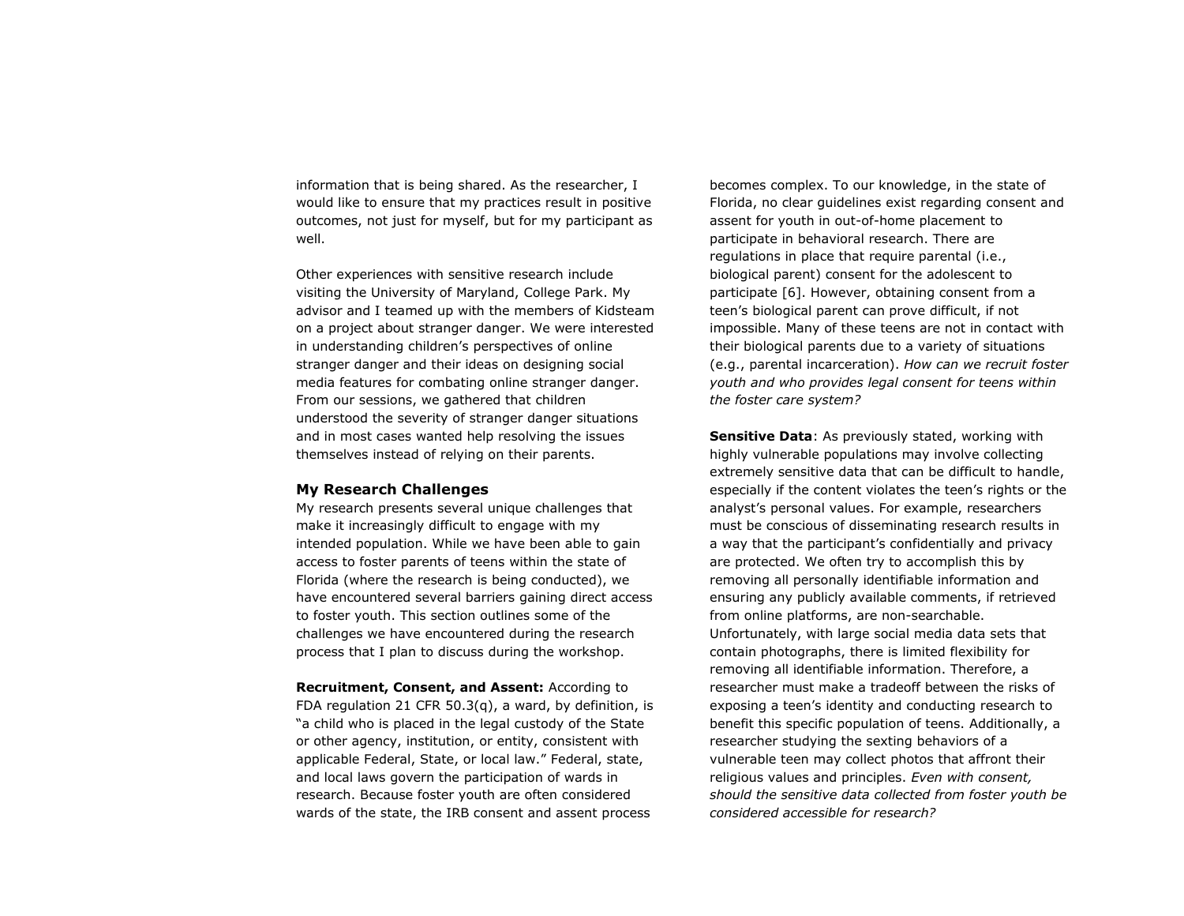information that is being shared. As the researcher, I would like to ensure that my practices result in positive outcomes, not just for myself, but for my participant as well.

Other experiences with sensitive research include visiting the University of Maryland, College Park. My advisor and I teamed up with the members of Kidsteam on a project about stranger danger. We were interested in understanding children's perspectives of online stranger danger and their ideas on designing social media features for combating online stranger danger. From our sessions, we gathered that children understood the severity of stranger danger situations and in most cases wanted help resolving the issues themselves instead of relying on their parents.

### My Research Challenges

My research presents several unique challenges that make it increasingly difficult to engage with my intended population. While we have been able to gain access to foster parents of teens within the state of Florida (where the research is being conducted), we have encountered several barriers gaining direct access to foster youth. This section outlines some of the challenges we have encountered during the research process that I plan to discuss during the workshop.

**Recruitment, Consent, and Assent:** According to FDA regulation 21 CFR 50.3(q), a ward, by definition, is "a child who is placed in the legal custody of the State or other agency, institution, or entity, consistent with applicable Federal, State, or local law." Federal, state, and local laws govern the participation of wards in research. Because foster youth are often considered wards of the state, the IRB consent and assent process becomes complex. To our knowledge, in the state of Florida, no clear guidelines exist regarding consent and assent for youth in out-of-home placement to participate in behavioral research. There are regulations in place that require parental (i.e., biological parent) consent for the adolescent to participate [6]. However, obtaining consent from a teen's biological parent can prove difficult, if not impossible. Many of these teens are not in contact with their biological parents due to a variety of situations (e.g., parental incarceration). *How can we recruit foster youth and who provides legal consent for teens within the foster care system?*

**Sensitive Data**: As previously stated, working with highly vulnerable populations may involve collecting extremely sensitive data that can be difficult to handle, especially if the content violates the teen's rights or the analyst's personal values. For example, researchers must be conscious of disseminating research results in a way that the participant's confidentially and privacy are protected. We often try to accomplish this by removing all personally identifiable information and ensuring any publicly available comments, if retrieved from online platforms, are non-searchable. Unfortunately, with large social media data sets that contain photographs, there is limited flexibility for removing all identifiable information. Therefore, a researcher must make a tradeoff between the risks of exposing a teen's identity and conducting research to benefit this specific population of teens. Additionally, a researcher studying the sexting behaviors of a vulnerable teen may collect photos that affront their religious values and principles. *Even with consent, should the sensitive data collected from foster youth be considered accessible for research?*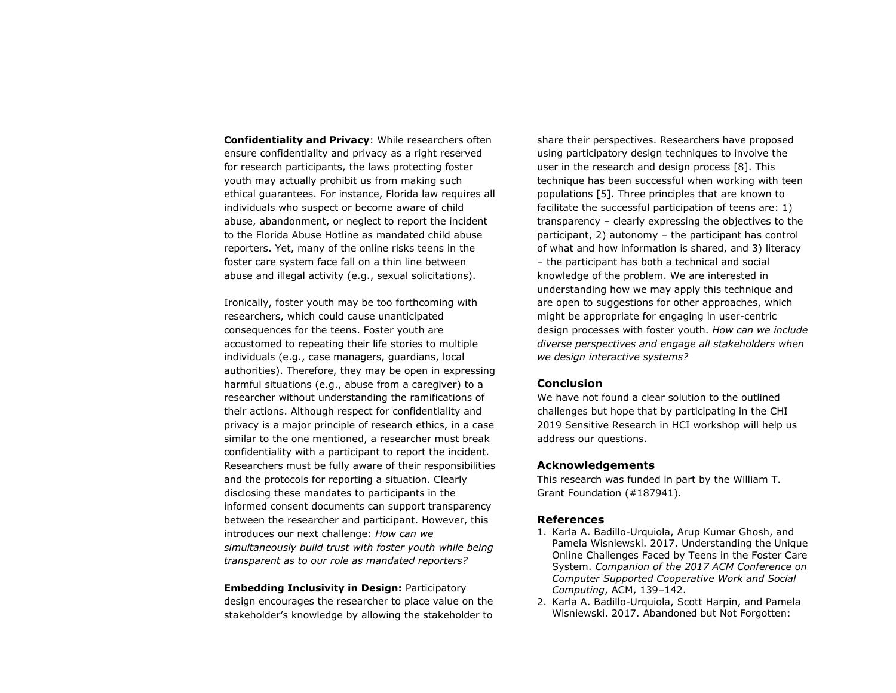**Confidentiality and Privacy**: While researchers often ensure confidentiality and privacy as a right reserved for research participants, the laws protecting foster youth may actually prohibit us from making such ethical guarantees. For instance, Florida law requires all individuals who suspect or become aware of child abuse, abandonment, or neglect to report the incident to the Florida Abuse Hotline as mandated child abuse reporters. Yet, many of the online risks teens in the foster care system face fall on a thin line between abuse and illegal activity (e.g., sexual solicitations).

Ironically, foster youth may be too forthcoming with researchers, which could cause unanticipated consequences for the teens. Foster youth are accustomed to repeating their life stories to multiple individuals (e.g., case managers, guardians, local authorities). Therefore, they may be open in expressing harmful situations (e.g., abuse from a caregiver) to a researcher without understanding the ramifications of their actions. Although respect for confidentiality and privacy is a major principle of research ethics, in a case similar to the one mentioned, a researcher must break confidentiality with a participant to report the incident. Researchers must be fully aware of their responsibilities and the protocols for reporting a situation. Clearly disclosing these mandates to participants in the informed consent documents can support transparency between the researcher and participant. However, this introduces our next challenge: *How can we simultaneously build trust with foster youth while being transparent as to our role as mandated reporters?*

**Embedding Inclusivity in Design:** Participatory design encourages the researcher to place value on the stakeholder's knowledge by allowing the stakeholder to share their perspectives. Researchers have proposed using participatory design techniques to involve the user in the research and design process [8]. This technique has been successful when working with teen populations [5]. Three principles that are known to facilitate the successful participation of teens are: 1) transparency – clearly expressing the objectives to the participant, 2) autonomy – the participant has control of what and how information is shared, and 3) literacy – the participant has both a technical and social knowledge of the problem. We are interested in understanding how we may apply this technique and are open to suggestions for other approaches, which might be appropriate for engaging in user-centric design processes with foster youth. *How can we include diverse perspectives and engage all stakeholders when we design interactive systems?*

## Conclusion

We have not found a clear solution to the outlined challenges but hope that by participating in the CHI 2019 Sensitive Research in HCI workshop will help us address our questions.

## Acknowledgements

This research was funded in part by the William T. Grant Foundation (#187941).

## References

1. Karla A. Badillo-Urquiola, Arup Kumar Ghosh, and Pamela Wisniewski. 2017. Understanding the Unique Online Challenges Faced by Teens in the Foster Care System. *Companion of the 2017 ACM Conference on Computer Supported Cooperative Work and Social Computing*, ACM, 139–142.
2. Karla A. Badillo-Urquiola, Scott Harpin, and Pamela Wisniewski. 2017. Abandoned but Not Forgotten: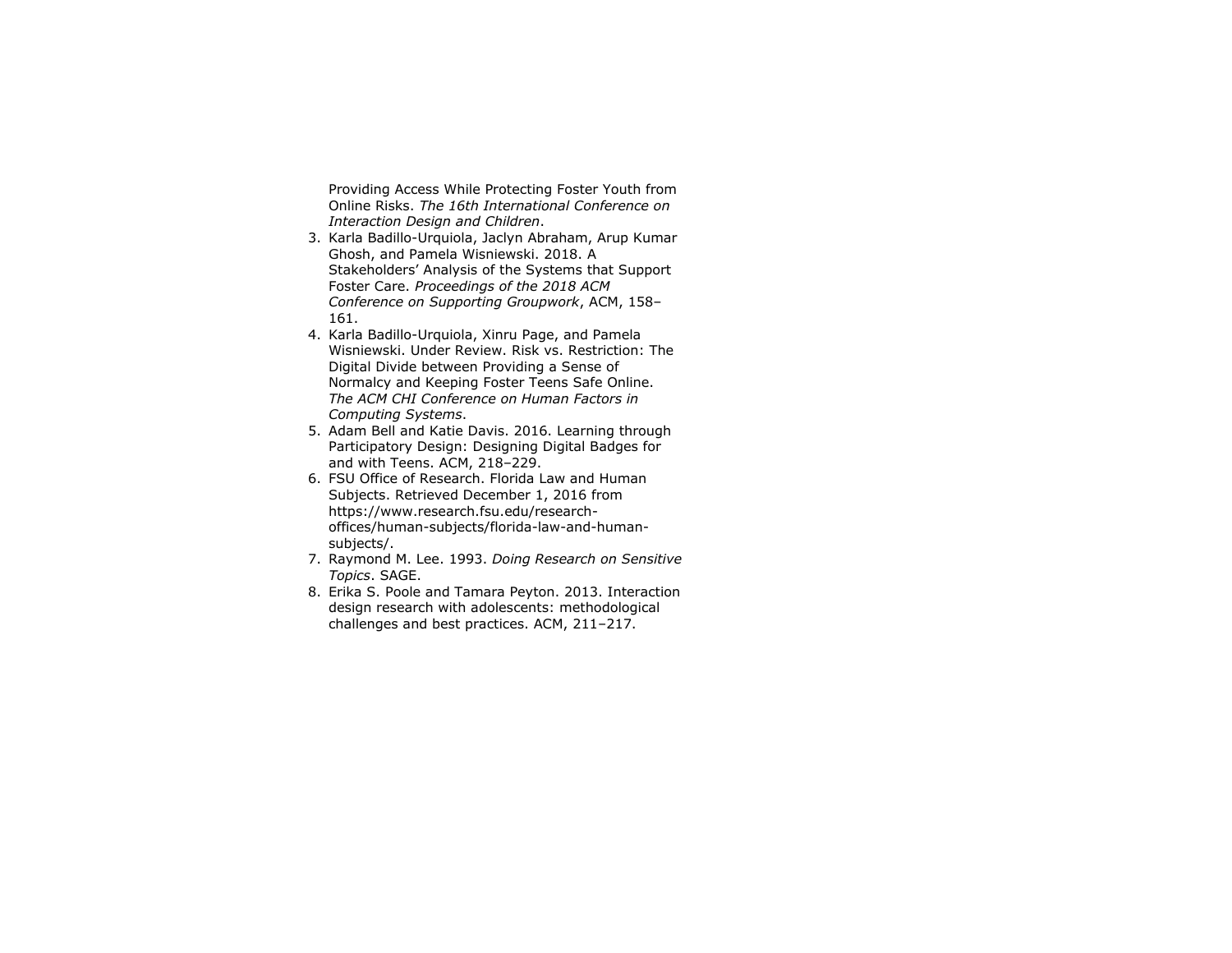Providing Access While Protecting Foster Youth from Online Risks. *The 16th International Conference on Interaction Design and Children*.

3. Karla Badillo-Urquiola, Jaclyn Abraham, Arup Kumar Ghosh, and Pamela Wisniewski. 2018. A Stakeholders' Analysis of the Systems that Support Foster Care. *Proceedings of the 2018 ACM Conference on Supporting Groupwork*, ACM, 158–161.
4. Karla Badillo-Urquiola, Xinru Page, and Pamela Wisniewski. Under Review. Risk vs. Restriction: The Digital Divide between Providing a Sense of Normalcy and Keeping Foster Teens Safe Online. *The ACM CHI Conference on Human Factors in Computing Systems*.
5. Adam Bell and Katie Davis. 2016. Learning through Participatory Design: Designing Digital Badges for and with Teens. ACM, 218–229.
6. FSU Office of Research. Florida Law and Human Subjects. Retrieved December 1, 2016 from https://www.research.fsu.edu/research-offices/human-subjects/florida-law-and-human-subjects/.
7. Raymond M. Lee. 1993. *Doing Research on Sensitive Topics*. SAGE.
8. Erika S. Poole and Tamara Peyton. 2013. Interaction design research with adolescents: methodological challenges and best practices. ACM, 211–217.